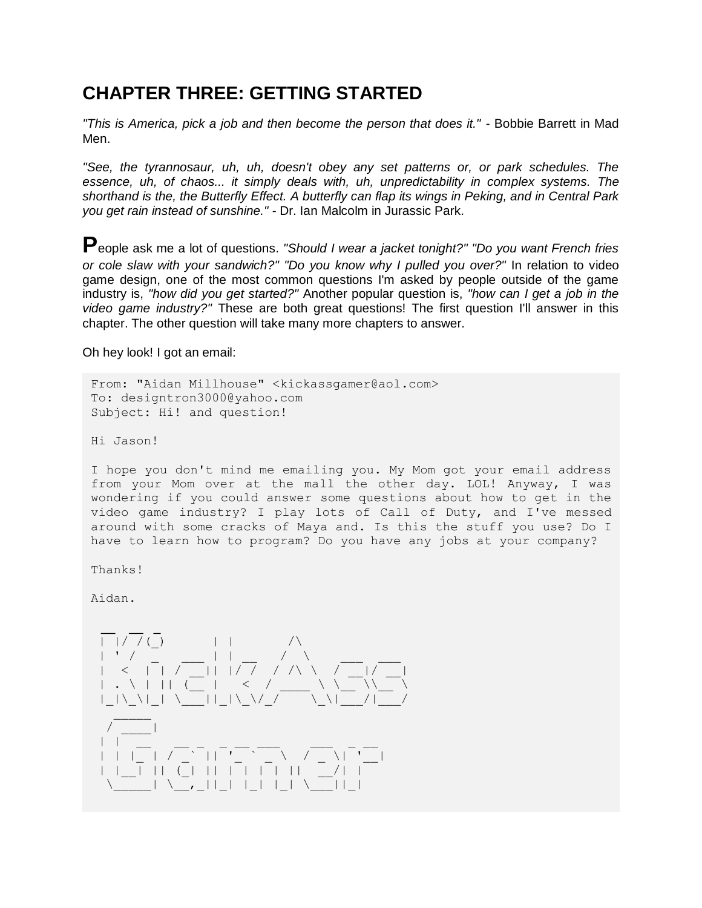# CHAPTER THREE: GETTING STARTED

*"This is America, pick a job and then become the person that does it."* - Bobbie Barrett in Mad Men.

*"See, the tyrannosaur, uh, uh, doesn't obey any set patterns or, or park schedules. The essence, uh, of chaos... it simply deals with, uh, unpredictability in complex systems. The shorthand is the, the Butterfly Effect. A butterfly can flap its wings in Peking, and in Central Park you get rain instead of sunshine."* - Dr. Ian Malcolm in Jurassic Park.

**P**eople ask me a lot of questions. *"Should I wear a jacket tonight?" "Do you want French fries or cole slaw with your sandwich?" "Do you know why I pulled you over?"* In relation to video game design, one of the most common questions I'm asked by people outside of the game industry is, *"how did you get started?"* Another popular question is, *"how can I get a job in the video game industry?"* These are both great questions! The first question I'll answer in this chapter. The other question will take many more chapters to answer.

Oh hey look! I got an email:

```
From: "Aidan Millhouse" <kickassgamer@aol.com>
To: designtron3000@yahoo.com
Subject: Hi! and question!

Hi Jason!

I hope you don't mind me emailing you. My Mom got your email address
from your Mom over at the mall the other day. LOL! Anyway, I was
wondering if you could answer some questions about how to get in the
video game industry? I play lots of Call of Duty, and I've messed
around with some cracks of Maya and. Is this the stuff you use? Do I
have to learn how to program? Do you have any jobs at your company?

Thanks!

Aidan.

 _  __ _      _
| |/ /(_)    | |        /\
| ' /  _   ___| | __    /  \    ___  ___
|  <  | | / __|| |/ /  / /\ \  / __|/ __|
| . \ | || (__ |   <  / ____ \ \__ \\__ \
|_|\_\|_| \___||_|\_\/_/    \_\|___/|___/
  _____
 / ____|
| |  __   __ _  _ __ ___    ___  _ __
| | |_ | / _` || '_ ` _ \  / _ \| '__|
| |__| || (_| || | | | | ||  __/| |
 \_____| \__,_||_| |_| |_| \___||_|
```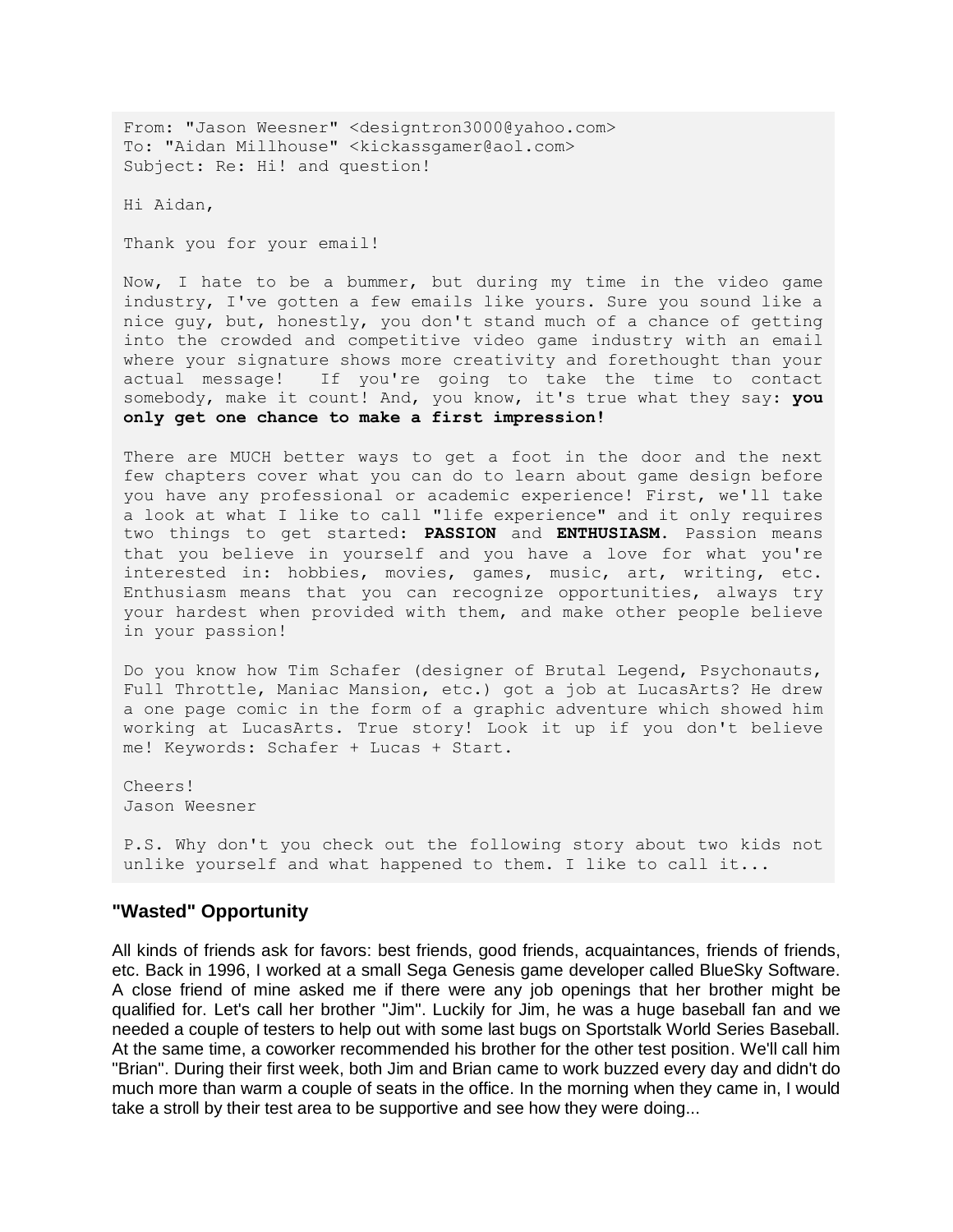```
From: "Jason Weesner" <designtron3000@yahoo.com>
To: "Aidan Millhouse" <kickassgamer@aol.com>
Subject: Re: Hi! and question!

Hi Aidan,

Thank you for your email!

Now, I hate to be a bummer, but during my time in the video game
industry, I've gotten a few emails like yours. Sure you sound like a
nice guy, but, honestly, you don't stand much of a chance of getting
into the crowded and competitive video game industry with an email
where your signature shows more creativity and forethought than your
actual message!  If you're going to take the time to contact
somebody, make it count! And, you know, it's true what they say: you
only get one chance to make a first impression!

There are MUCH better ways to get a foot in the door and the next
few chapters cover what you can do to learn about game design before
you have any professional or academic experience! First, we'll take
a look at what I like to call "life experience" and it only requires
two things to get started: PASSION and ENTHUSIASM. Passion means
that you believe in yourself and you have a love for what you're
interested in: hobbies, movies, games, music, art, writing, etc.
Enthusiasm means that you can recognize opportunities, always try
your hardest when provided with them, and make other people believe
in your passion!

Do you know how Tim Schafer (designer of Brutal Legend, Psychonauts,
Full Throttle, Maniac Mansion, etc.) got a job at LucasArts? He drew
a one page comic in the form of a graphic adventure which showed him
working at LucasArts. True story! Look it up if you don't believe
me! Keywords: Schafer + Lucas + Start.

Cheers!
Jason Weesner

P.S. Why don't you check out the following story about two kids not
unlike yourself and what happened to them. I like to call it...
```

### "Wasted" Opportunity

All kinds of friends ask for favors: best friends, good friends, acquaintances, friends of friends, etc. Back in 1996, I worked at a small Sega Genesis game developer called BlueSky Software. A close friend of mine asked me if there were any job openings that her brother might be qualified for. Let's call her brother "Jim". Luckily for Jim, he was a huge baseball fan and we needed a couple of testers to help out with some last bugs on Sportstalk World Series Baseball. At the same time, a coworker recommended his brother for the other test position. We'll call him "Brian". During their first week, both Jim and Brian came to work buzzed every day and didn't do much more than warm a couple of seats in the office. In the morning when they came in, I would take a stroll by their test area to be supportive and see how they were doing...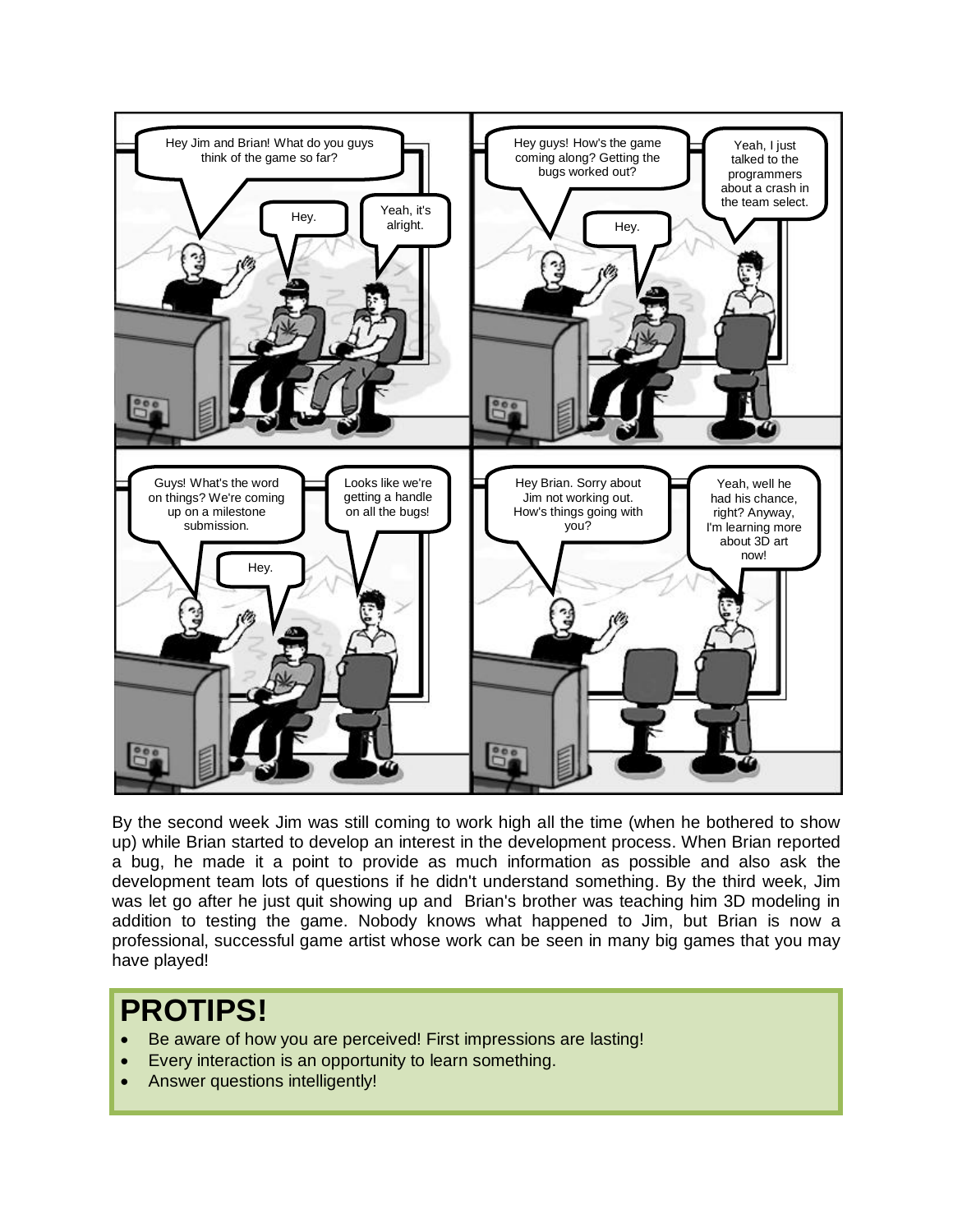Hey Jim and Brian! What do you guys think of the game so far?

Hey.

Yeah, it's alright.

Hey guys! How's the game coming along? Getting the bugs worked out?

Hey.

Yeah, I just talked to the programmers about a crash in the team select.

Guys! What's the word on things? We're coming up on a milestone submission.

Hey.

Looks like we're getting a handle on all the bugs!

Hey Brian. Sorry about Jim not working out. How's things going with you?

Yeah, well he had his chance, right? Anyway, I'm learning more about 3D art now!

By the second week Jim was still coming to work high all the time (when he bothered to show up) while Brian started to develop an interest in the development process. When Brian reported a bug, he made it a point to provide as much information as possible and also ask the development team lots of questions if he didn't understand something. By the third week, Jim was let go after he just quit showing up and Brian's brother was teaching him 3D modeling in addition to testing the game. Nobody knows what happened to Jim, but Brian is now a professional, successful game artist whose work can be seen in many big games that you may have played!

# PROTIPS!

- Be aware of how you are perceived! First impressions are lasting!
- Every interaction is an opportunity to learn something.
- Answer questions intelligently!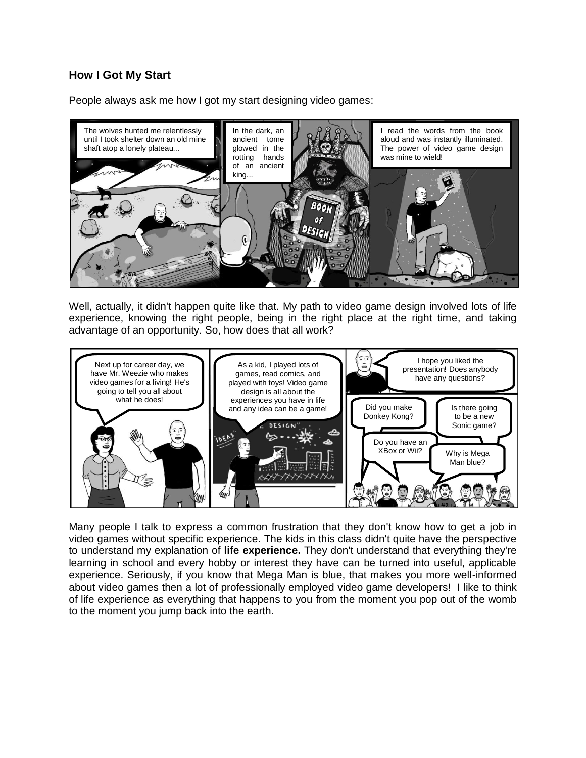## How I Got My Start

People always ask me how I got my start designing video games:

The wolves hunted me relentlessly until I took shelter down an old mine shaft atop a lonely plateau...

In the dark, an ancient tome glowed in the rotting hands of an ancient king...

BOOK of DESIGN

I read the words from the book aloud and was instantly illuminated. The power of video game design was mine to wield!

Well, actually, it didn't happen quite like that. My path to video game design involved lots of life experience, knowing the right people, being in the right place at the right time, and taking advantage of an opportunity. So, how does that all work?

Next up for career day, we have Mr. Weezie who makes video games for a living! He's going to tell you all about what he does!

As a kid, I played lots of games, read comics, and played with toys! Video game design is all about the experiences you have in life and any idea can be a game!

I hope you liked the presentation! Does anybody have any questions?

Did you make Donkey Kong?

Is there going to be a new Sonic game?

Do you have an XBox or Wii?

Why is Mega Man blue?

Many people I talk to express a common frustration that they don't know how to get a job in video games without specific experience. The kids in this class didn't quite have the perspective to understand my explanation of **life experience.** They don't understand that everything they're learning in school and every hobby or interest they have can be turned into useful, applicable experience. Seriously, if you know that Mega Man is blue, that makes you more well-informed about video games then a lot of professionally employed video game developers! I like to think of life experience as everything that happens to you from the moment you pop out of the womb to the moment you jump back into the earth.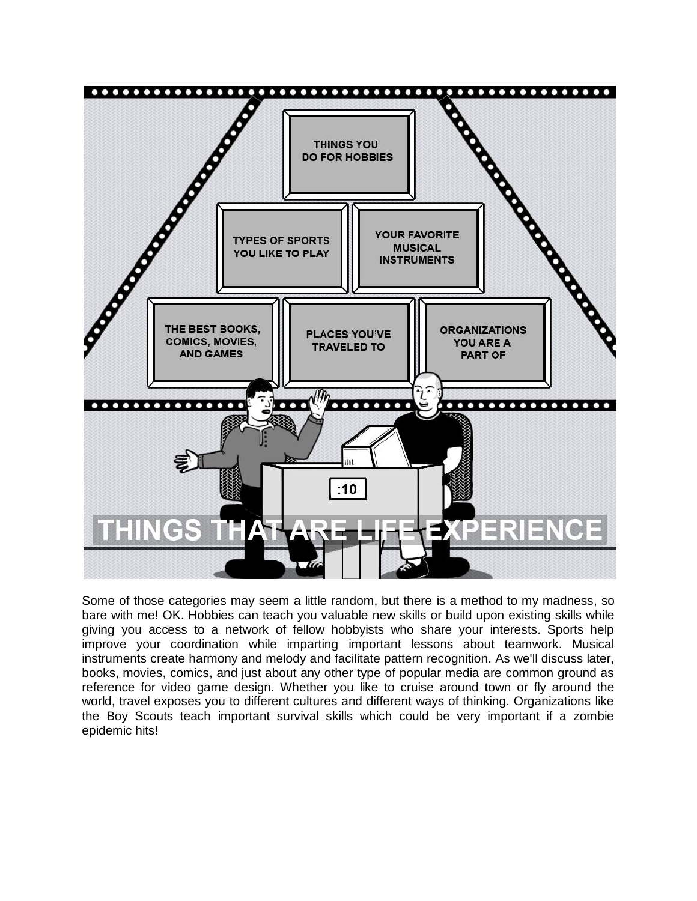THINGS YOU DO FOR HOBBIES

TYPES OF SPORTS YOU LIKE TO PLAY

YOUR FAVORITE MUSICAL INSTRUMENTS

THE BEST BOOKS, COMICS, MOVIES, AND GAMES

PLACES YOU'VE TRAVELED TO

ORGANIZATIONS YOU ARE A PART OF

:10

THINGS THAT ARE LIFE EXPERIENCE

Some of those categories may seem a little random, but there is a method to my madness, so bare with me! OK. Hobbies can teach you valuable new skills or build upon existing skills while giving you access to a network of fellow hobbyists who share your interests. Sports help improve your coordination while imparting important lessons about teamwork. Musical instruments create harmony and melody and facilitate pattern recognition. As we'll discuss later, books, movies, comics, and just about any other type of popular media are common ground as reference for video game design. Whether you like to cruise around town or fly around the world, travel exposes you to different cultures and different ways of thinking. Organizations like the Boy Scouts teach important survival skills which could be very important if a zombie epidemic hits!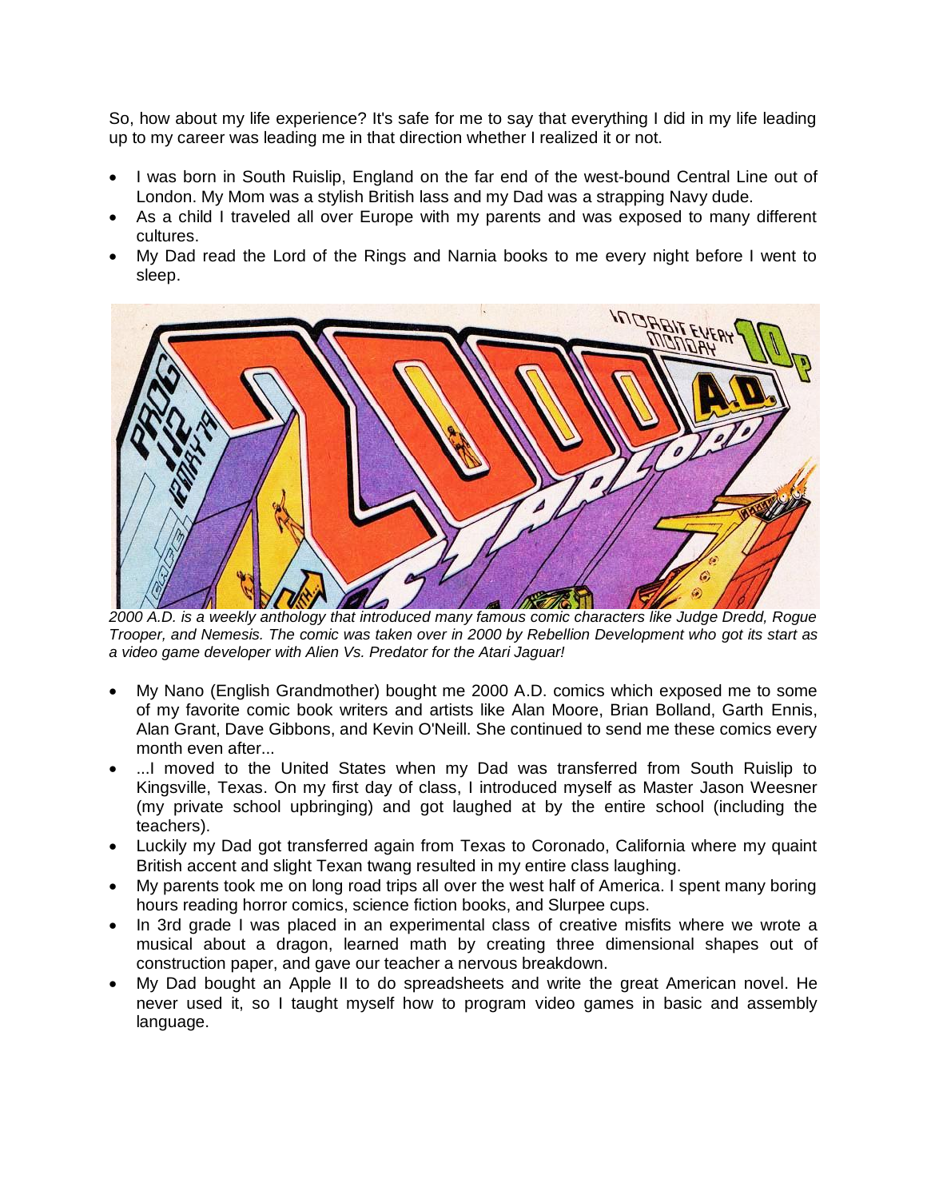So, how about my life experience? It's safe for me to say that everything I did in my life leading up to my career was leading me in that direction whether I realized it or not.

- I was born in South Ruislip, England on the far end of the west-bound Central Line out of London. My Mom was a stylish British lass and my Dad was a strapping Navy dude.
- As a child I traveled all over Europe with my parents and was exposed to many different cultures.
- My Dad read the Lord of the Rings and Narnia books to me every night before I went to sleep.

*2000 A.D. is a weekly anthology that introduced many famous comic characters like Judge Dredd, Rogue Trooper, and Nemesis. The comic was taken over in 2000 by Rebellion Development who got its start as a video game developer with Alien Vs. Predator for the Atari Jaguar!*

- My Nano (English Grandmother) bought me 2000 A.D. comics which exposed me to some of my favorite comic book writers and artists like Alan Moore, Brian Bolland, Garth Ennis, Alan Grant, Dave Gibbons, and Kevin O'Neill. She continued to send me these comics every month even after...
- ...I moved to the United States when my Dad was transferred from South Ruislip to Kingsville, Texas. On my first day of class, I introduced myself as Master Jason Weesner (my private school upbringing) and got laughed at by the entire school (including the teachers).
- Luckily my Dad got transferred again from Texas to Coronado, California where my quaint British accent and slight Texan twang resulted in my entire class laughing.
- My parents took me on long road trips all over the west half of America. I spent many boring hours reading horror comics, science fiction books, and Slurpee cups.
- In 3rd grade I was placed in an experimental class of creative misfits where we wrote a musical about a dragon, learned math by creating three dimensional shapes out of construction paper, and gave our teacher a nervous breakdown.
- My Dad bought an Apple II to do spreadsheets and write the great American novel. He never used it, so I taught myself how to program video games in basic and assembly language.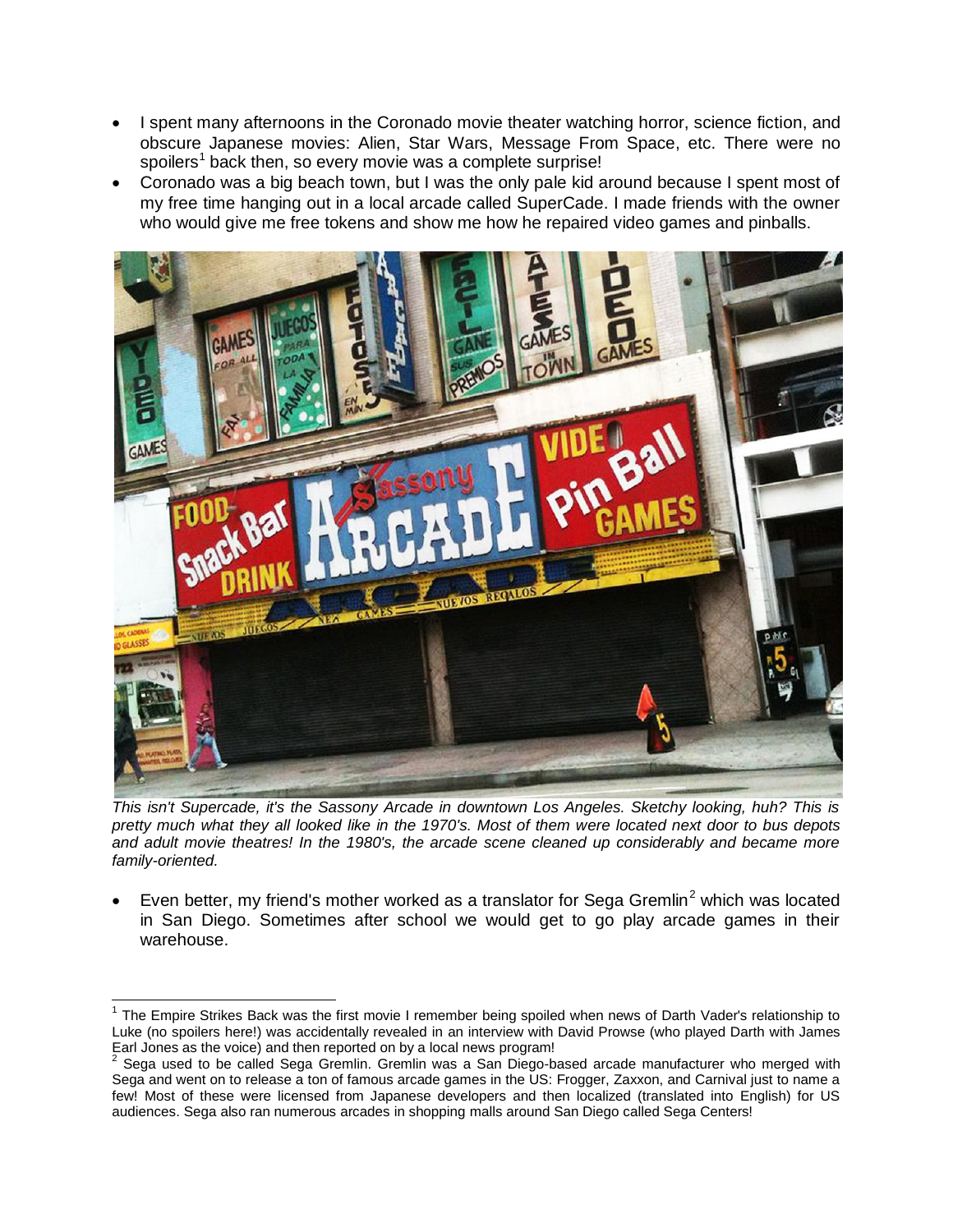- I spent many afternoons in the Coronado movie theater watching horror, science fiction, and obscure Japanese movies: Alien, Star Wars, Message From Space, etc. There were no spoilers[1] back then, so every movie was a complete surprise!
- Coronado was a big beach town, but I was the only pale kid around because I spent most of my free time hanging out in a local arcade called SuperCade. I made friends with the owner who would give me free tokens and show me how he repaired video games and pinballs.

*This isn't Supercade, it's the Sassony Arcade in downtown Los Angeles. Sketchy looking, huh? This is pretty much what they all looked like in the 1970's. Most of them were located next door to bus depots and adult movie theatres! In the 1980's, the arcade scene cleaned up considerably and became more family-oriented.*

- Even better, my friend's mother worked as a translator for Sega Gremlin[2] which was located in San Diego. Sometimes after school we would get to go play arcade games in their warehouse.

---

[1] The Empire Strikes Back was the first movie I remember being spoiled when news of Darth Vader's relationship to Luke (no spoilers here!) was accidentally revealed in an interview with David Prowse (who played Darth with James Earl Jones as the voice) and then reported on by a local news program!

[2] Sega used to be called Sega Gremlin. Gremlin was a San Diego-based arcade manufacturer who merged with Sega and went on to release a ton of famous arcade games in the US: Frogger, Zaxxon, and Carnival just to name a few! Most of these were licensed from Japanese developers and then localized (translated into English) for US audiences. Sega also ran numerous arcades in shopping malls around San Diego called Sega Centers!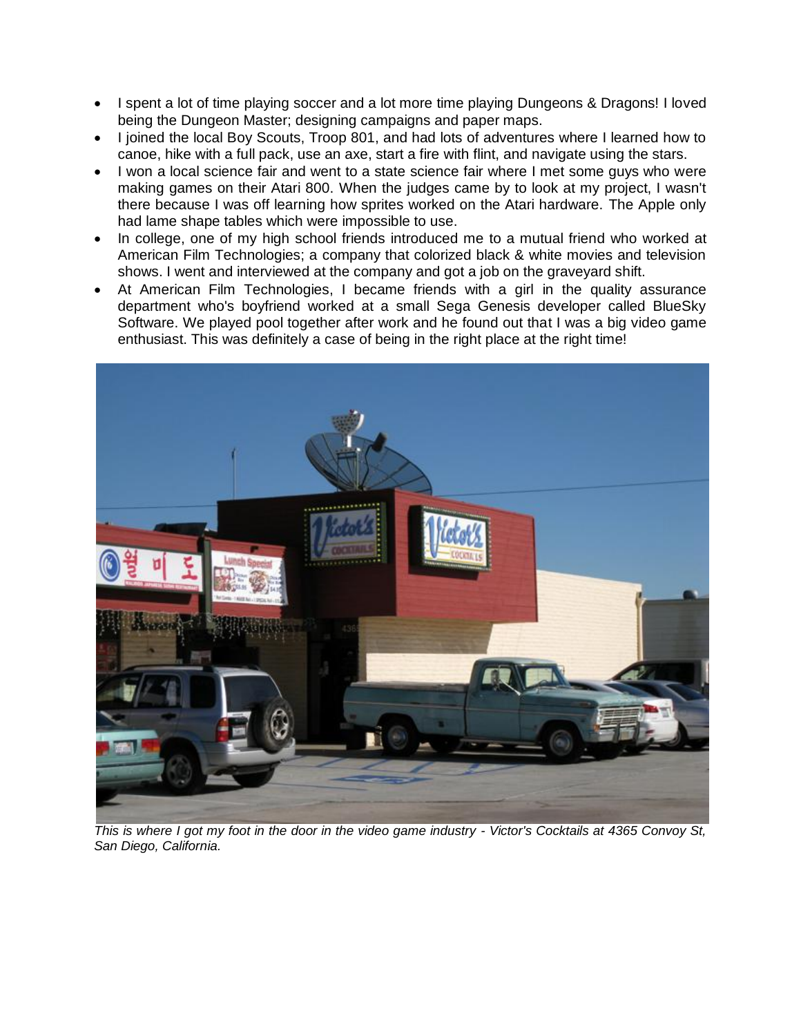- I spent a lot of time playing soccer and a lot more time playing Dungeons & Dragons! I loved being the Dungeon Master; designing campaigns and paper maps.
- I joined the local Boy Scouts, Troop 801, and had lots of adventures where I learned how to canoe, hike with a full pack, use an axe, start a fire with flint, and navigate using the stars.
- I won a local science fair and went to a state science fair where I met some guys who were making games on their Atari 800. When the judges came by to look at my project, I wasn't there because I was off learning how sprites worked on the Atari hardware. The Apple only had lame shape tables which were impossible to use.
- In college, one of my high school friends introduced me to a mutual friend who worked at American Film Technologies; a company that colorized black & white movies and television shows. I went and interviewed at the company and got a job on the graveyard shift.
- At American Film Technologies, I became friends with a girl in the quality assurance department who's boyfriend worked at a small Sega Genesis developer called BlueSky Software. We played pool together after work and he found out that I was a big video game enthusiast. This was definitely a case of being in the right place at the right time!

*This is where I got my foot in the door in the video game industry - Victor's Cocktails at 4365 Convoy St, San Diego, California.*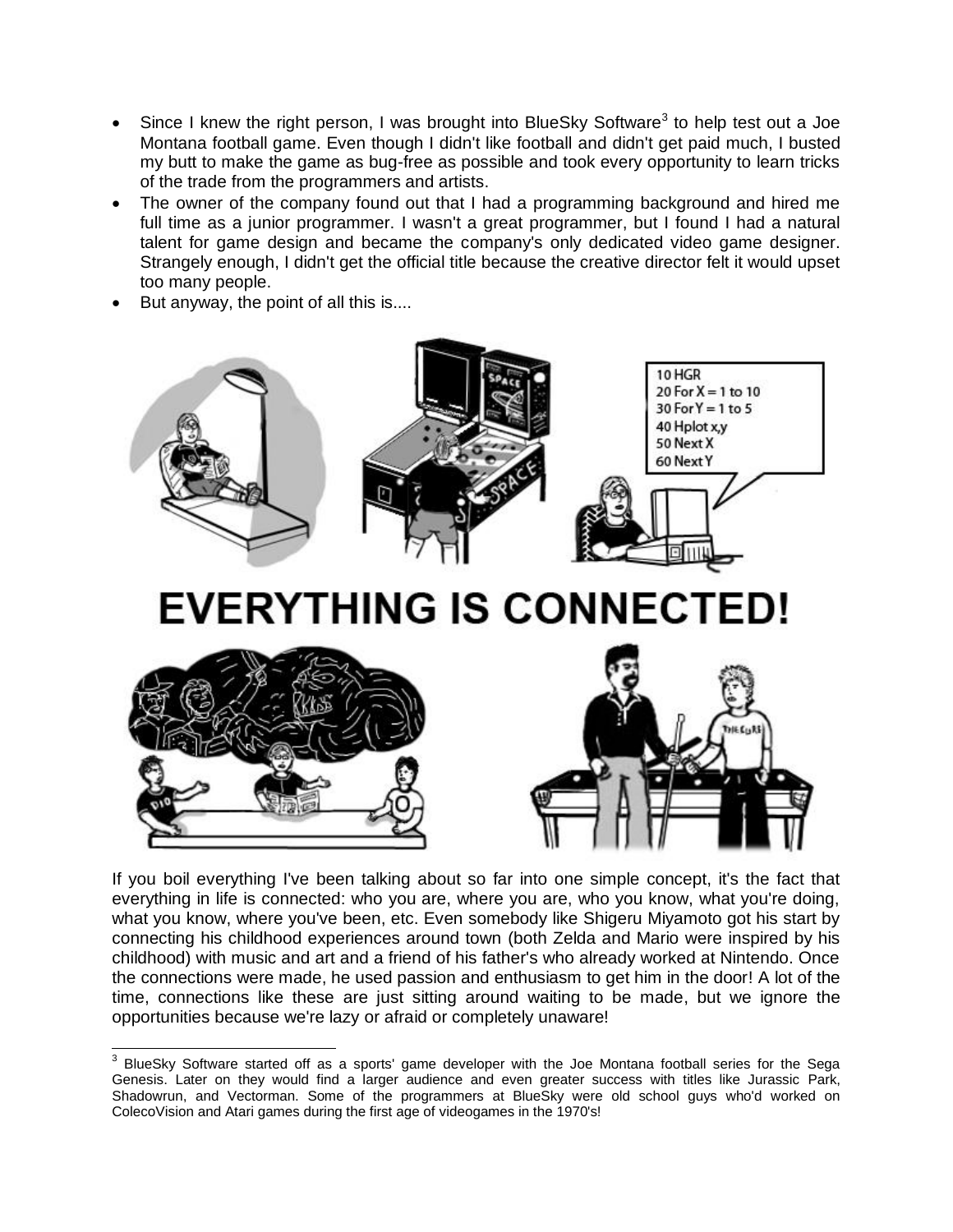- Since I knew the right person, I was brought into BlueSky Software[3] to help test out a Joe Montana football game. Even though I didn't like football and didn't get paid much, I busted my butt to make the game as bug-free as possible and took every opportunity to learn tricks of the trade from the programmers and artists.
- The owner of the company found out that I had a programming background and hired me full time as a junior programmer. I wasn't a great programmer, but I found I had a natural talent for game design and became the company's only dedicated video game designer. Strangely enough, I didn't get the official title because the creative director felt it would upset too many people.
- But anyway, the point of all this is....

# EVERYTHING IS CONNECTED!

If you boil everything I've been talking about so far into one simple concept, it's the fact that everything in life is connected: who you are, where you are, who you know, what you're doing, what you know, where you've been, etc. Even somebody like Shigeru Miyamoto got his start by connecting his childhood experiences around town (both Zelda and Mario were inspired by his childhood) with music and art and a friend of his father's who already worked at Nintendo. Once the connections were made, he used passion and enthusiasm to get him in the door! A lot of the time, connections like these are just sitting around waiting to be made, but we ignore the opportunities because we're lazy or afraid or completely unaware!

[3] BlueSky Software started off as a sports' game developer with the Joe Montana football series for the Sega Genesis. Later on they would find a larger audience and even greater success with titles like Jurassic Park, Shadowrun, and Vectorman. Some of the programmers at BlueSky were old school guys who'd worked on ColecoVision and Atari games during the first age of videogames in the 1970's!